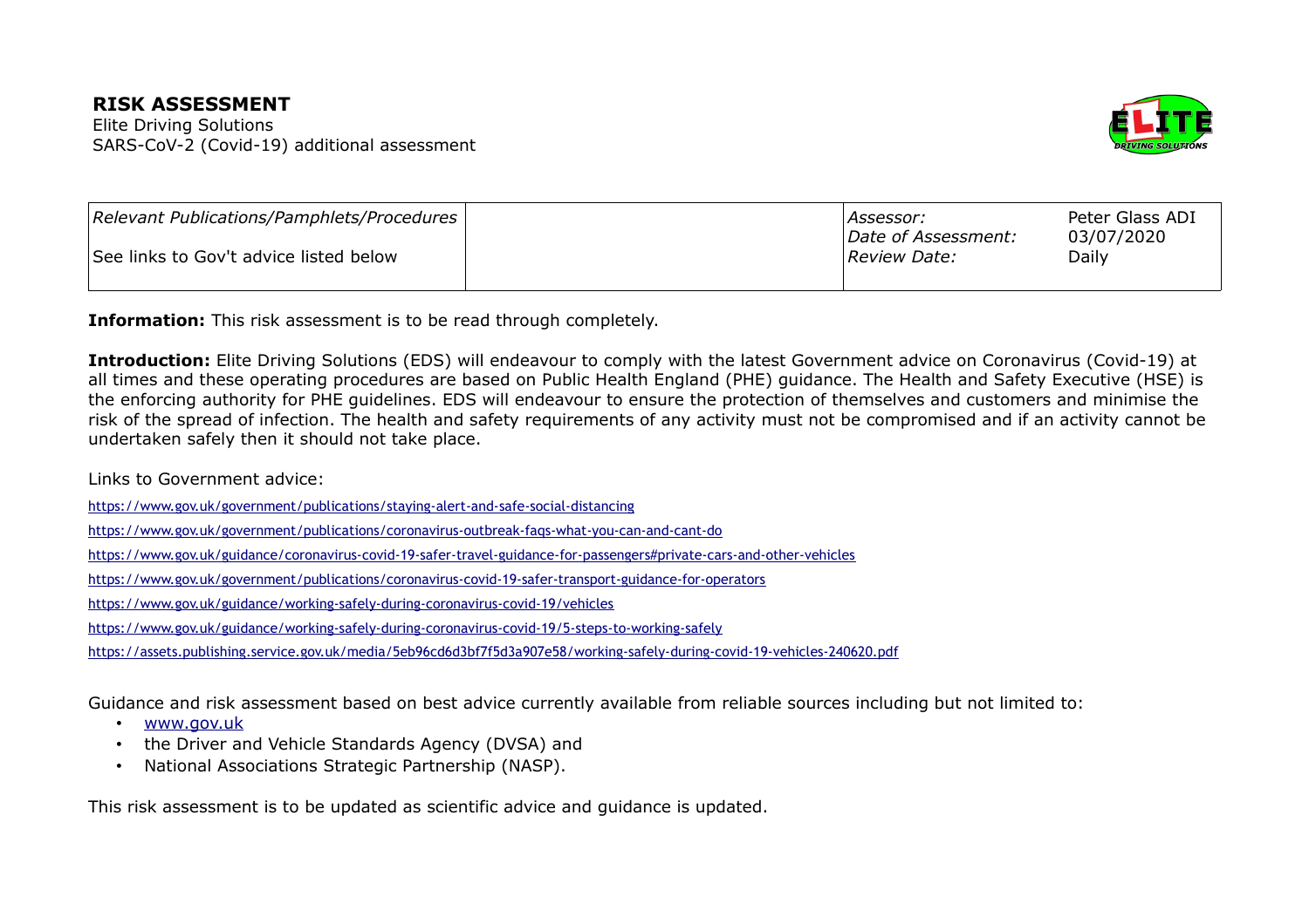# RISK ASSESSMENT

Elite Driving Solutions
SARS-CoV-2 (Covid-19) additional assessment

| *Relevant Publications/Pamphlets/Procedures* | | *Assessor:* | Peter Glass ADI |
|---|---|---|---|
| See links to Gov't advice listed below | | *Date of Assessment:* | 03/07/2020 |
| | | *Review Date:* | Daily |

**Information:** This risk assessment is to be read through completely.

**Introduction:** Elite Driving Solutions (EDS) will endeavour to comply with the latest Government advice on Coronavirus (Covid-19) at all times and these operating procedures are based on Public Health England (PHE) guidance. The Health and Safety Executive (HSE) is the enforcing authority for PHE guidelines. EDS will endeavour to ensure the protection of themselves and customers and minimise the risk of the spread of infection. The health and safety requirements of any activity must not be compromised and if an activity cannot be undertaken safely then it should not take place.

Links to Government advice:

https://www.gov.uk/government/publications/staying-alert-and-safe-social-distancing

https://www.gov.uk/government/publications/coronavirus-outbreak-faqs-what-you-can-and-cant-do

https://www.gov.uk/guidance/coronavirus-covid-19-safer-travel-guidance-for-passengers#private-cars-and-other-vehicles

https://www.gov.uk/government/publications/coronavirus-covid-19-safer-transport-guidance-for-operators

https://www.gov.uk/guidance/working-safely-during-coronavirus-covid-19/vehicles

https://www.gov.uk/guidance/working-safely-during-coronavirus-covid-19/5-steps-to-working-safely

https://assets.publishing.service.gov.uk/media/5eb96cd6d3bf7f5d3a907e58/working-safely-during-covid-19-vehicles-240620.pdf

Guidance and risk assessment based on best advice currently available from reliable sources including but not limited to:

- www.gov.uk
- the Driver and Vehicle Standards Agency (DVSA) and
- National Associations Strategic Partnership (NASP).

This risk assessment is to be updated as scientific advice and guidance is updated.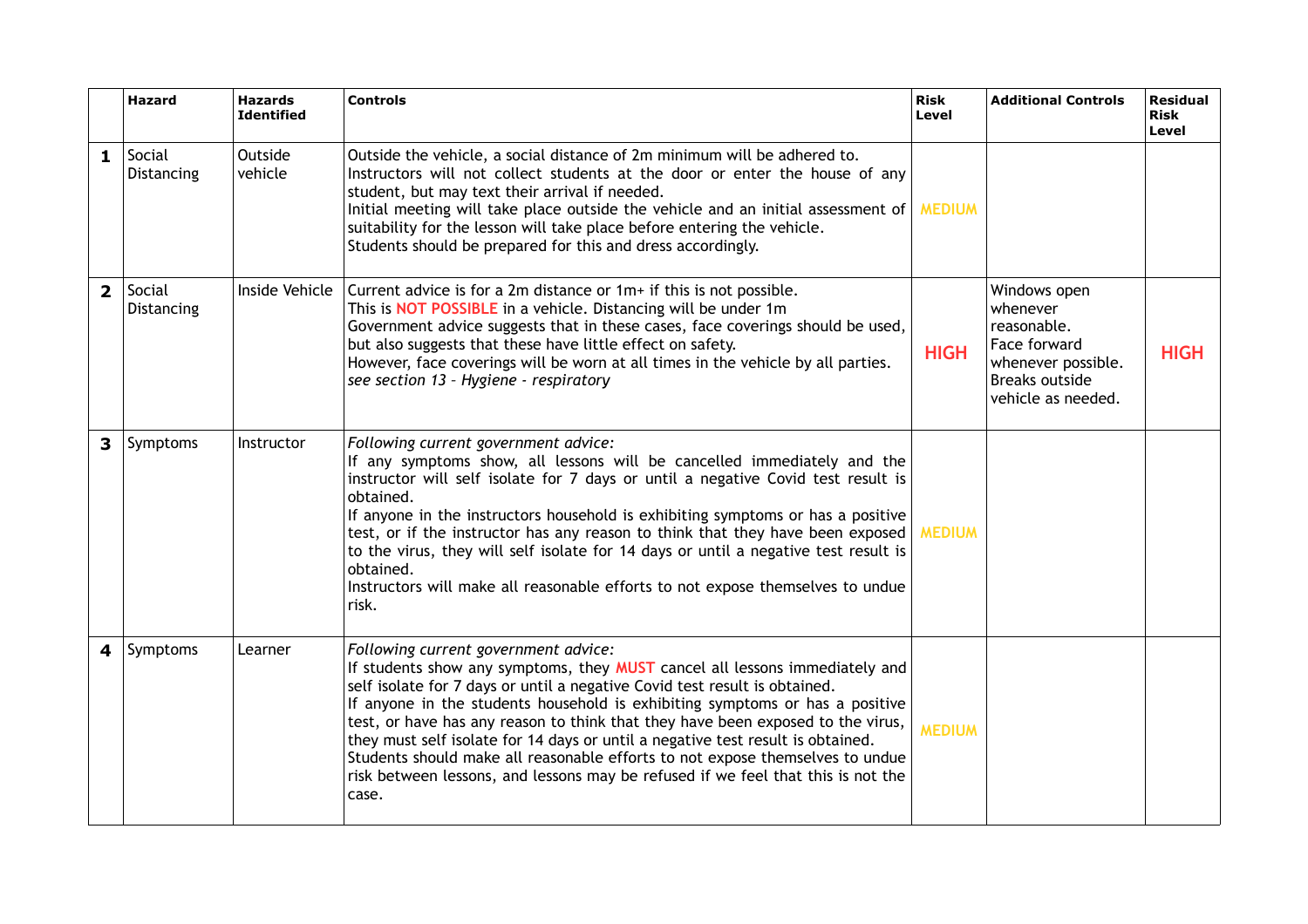| | Hazard | Hazards Identified | Controls | Risk Level | Additional Controls | Residual Risk Level |
|---|---|---|---|---|---|---|
| **1** | Social Distancing | Outside vehicle | Outside the vehicle, a social distance of 2m minimum will be adhered to.<br>Instructors will not collect students at the door or enter the house of any student, but may text their arrival if needed.<br>Initial meeting will take place outside the vehicle and an initial assessment of suitability for the lesson will take place before entering the vehicle.<br>Students should be prepared for this and dress accordingly. | **MEDIUM** | | |
| **2** | Social Distancing | Inside Vehicle | Current advice is for a 2m distance or 1m+ if this is not possible.<br>This is **NOT POSSIBLE** in a vehicle. Distancing will be under 1m<br>Government advice suggests that in these cases, face coverings should be used, but also suggests that these have little effect on safety.<br>However, face coverings will be worn at all times in the vehicle by all parties.<br>*see section 13 – Hygiene - respiratory* | **HIGH** | Windows open whenever reasonable.<br>Face forward whenever possible.<br>Breaks outside vehicle as needed. | **HIGH** |
| **3** | Symptoms | Instructor | *Following current government advice:*<br>If any symptoms show, all lessons will be cancelled immediately and the instructor will self isolate for 7 days or until a negative Covid test result is obtained.<br>If anyone in the instructors household is exhibiting symptoms or has a positive test, or if the instructor has any reason to think that they have been exposed to the virus, they will self isolate for 14 days or until a negative test result is obtained.<br>Instructors will make all reasonable efforts to not expose themselves to undue risk. | **MEDIUM** | | |
| **4** | Symptoms | Learner | *Following current government advice:*<br>If students show any symptoms, they **MUST** cancel all lessons immediately and self isolate for 7 days or until a negative Covid test result is obtained.<br>If anyone in the students household is exhibiting symptoms or has a positive test, or have has any reason to think that they have been exposed to the virus, they must self isolate for 14 days or until a negative test result is obtained.<br>Students should make all reasonable efforts to not expose themselves to undue risk between lessons, and lessons may be refused if we feel that this is not the case. | **MEDIUM** | | |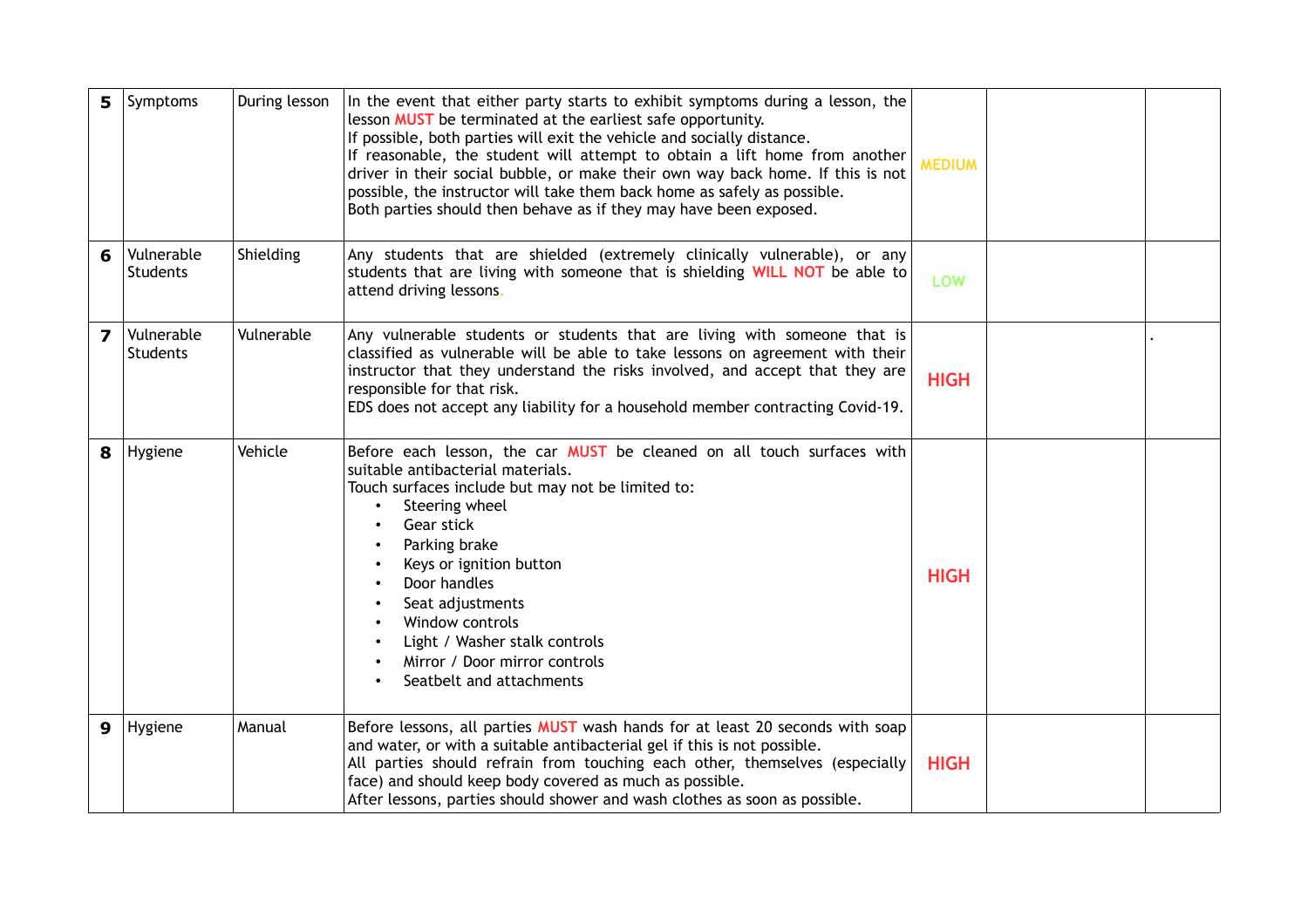| 5 | Symptoms | During lesson | In the event that either party starts to exhibit symptoms during a lesson, the lesson **MUST** be terminated at the earliest safe opportunity.<br>If possible, both parties will exit the vehicle and socially distance.<br>If reasonable, the student will attempt to obtain a lift home from another driver in their social bubble, or make their own way back home. If this is not possible, the instructor will take them back home as safely as possible.<br>Both parties should then behave as if they may have been exposed. | **MEDIUM** | | |
|---|---|---|---|---|---|---|
| 6 | Vulnerable Students | Shielding | Any students that are shielded (extremely clinically vulnerable), or any students that are living with someone that is shielding **WILL NOT** be able to attend driving lessons. | **LOW** | | |
| 7 | Vulnerable Students | Vulnerable | Any vulnerable students or students that are living with someone that is classified as vulnerable will be able to take lessons on agreement with their instructor that they understand the risks involved, and accept that they are responsible for that risk.<br>EDS does not accept any liability for a household member contracting Covid-19. | **HIGH** | | . |
| 8 | Hygiene | Vehicle | Before each lesson, the car **MUST** be cleaned on all touch surfaces with suitable antibacterial materials.<br>Touch surfaces include but may not be limited to:<br>• Steering wheel<br>• Gear stick<br>• Parking brake<br>• Keys or ignition button<br>• Door handles<br>• Seat adjustments<br>• Window controls<br>• Light / Washer stalk controls<br>• Mirror / Door mirror controls<br>• Seatbelt and attachments | **HIGH** | | |
| 9 | Hygiene | Manual | Before lessons, all parties **MUST** wash hands for at least 20 seconds with soap and water, or with a suitable antibacterial gel if this is not possible.<br>All parties should refrain from touching each other, themselves (especially face) and should keep body covered as much as possible.<br>After lessons, parties should shower and wash clothes as soon as possible. | **HIGH** | | |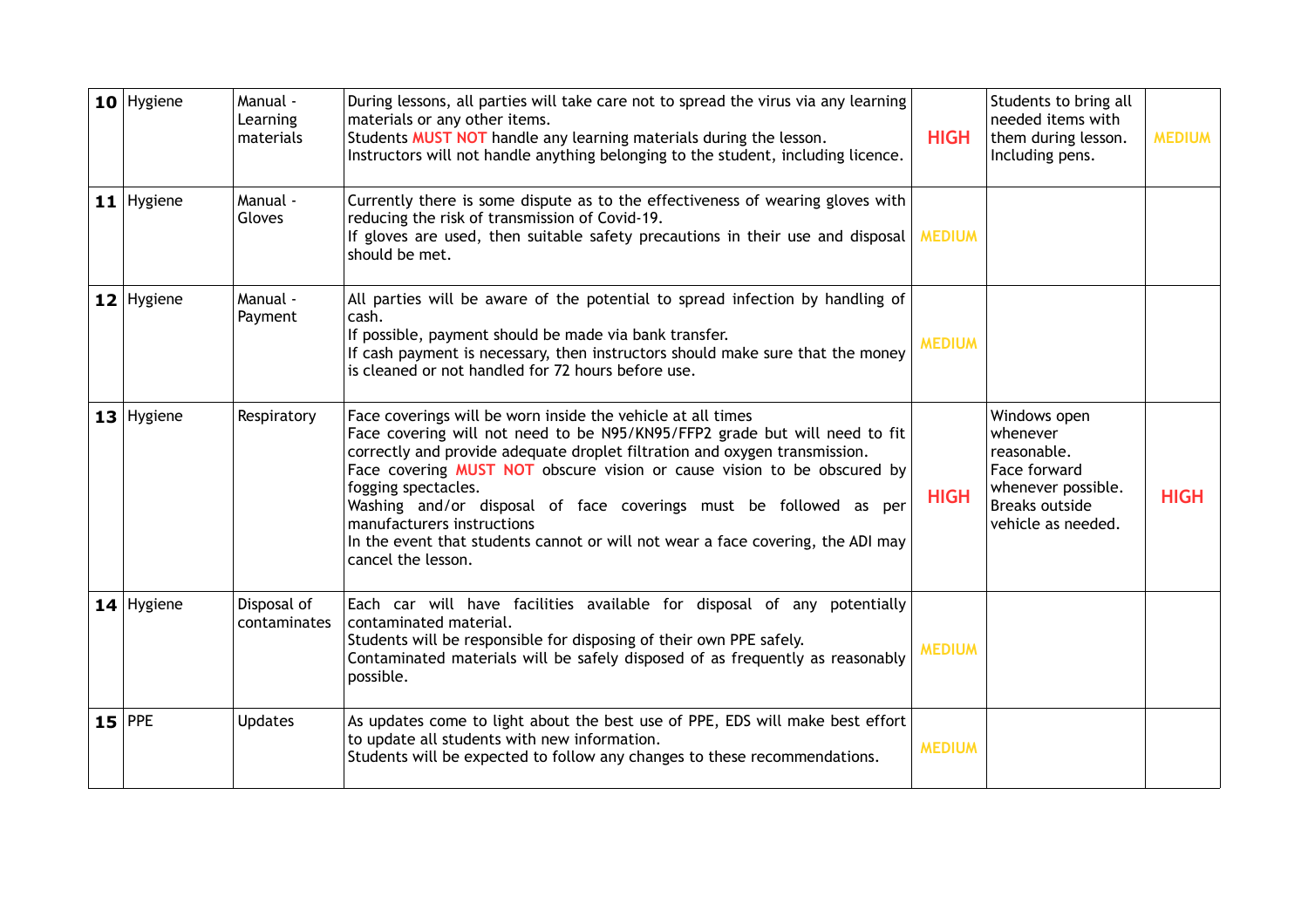| | | | | | | |
|---|---|---|---|---|---|---|
| **10** | Hygiene | Manual - Learning materials | During lessons, all parties will take care not to spread the virus via any learning materials or any other items.<br>Students **MUST NOT** handle any learning materials during the lesson.<br>Instructors will not handle anything belonging to the student, including licence. | **HIGH** | Students to bring all needed items with them during lesson. Including pens. | **MEDIUM** |
| **11** | Hygiene | Manual - Gloves | Currently there is some dispute as to the effectiveness of wearing gloves with reducing the risk of transmission of Covid-19.<br>If gloves are used, then suitable safety precautions in their use and disposal should be met. | **MEDIUM** | | |
| **12** | Hygiene | Manual - Payment | All parties will be aware of the potential to spread infection by handling of cash.<br>If possible, payment should be made via bank transfer.<br>If cash payment is necessary, then instructors should make sure that the money is cleaned or not handled for 72 hours before use. | **MEDIUM** | | |
| **13** | Hygiene | Respiratory | Face coverings will be worn inside the vehicle at all times<br>Face covering will not need to be N95/KN95/FFP2 grade but will need to fit correctly and provide adequate droplet filtration and oxygen transmission.<br>Face covering **MUST NOT** obscure vision or cause vision to be obscured by fogging spectacles.<br>Washing and/or disposal of face coverings must be followed as per manufacturers instructions<br>In the event that students cannot or will not wear a face covering, the ADI may cancel the lesson. | **HIGH** | Windows open whenever reasonable.<br>Face forward whenever possible.<br>Breaks outside vehicle as needed. | **HIGH** |
| **14** | Hygiene | Disposal of contaminates | Each car will have facilities available for disposal of any potentially contaminated material.<br>Students will be responsible for disposing of their own PPE safely.<br>Contaminated materials will be safely disposed of as frequently as reasonably possible. | **MEDIUM** | | |
| **15** | PPE | Updates | As updates come to light about the best use of PPE, EDS will make best effort to update all students with new information.<br>Students will be expected to follow any changes to these recommendations. | **MEDIUM** | | |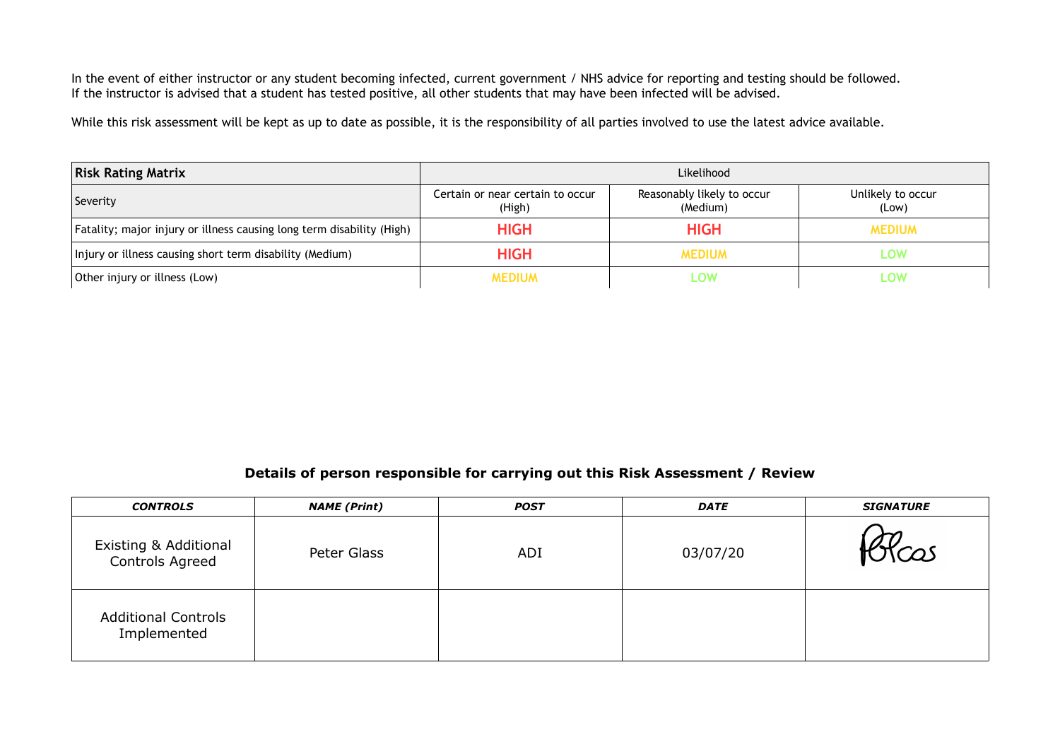In the event of either instructor or any student becoming infected, current government / NHS advice for reporting and testing should be followed.
If the instructor is advised that a student has tested positive, all other students that may have been infected will be advised.

While this risk assessment will be kept as up to date as possible, it is the responsibility of all parties involved to use the latest advice available.

| **Risk Rating Matrix** | Likelihood | | |
|---|---|---|---|
| Severity | Certain or near certain to occur (High) | Reasonably likely to occur (Medium) | Unlikely to occur (Low) |
| Fatality; major injury or illness causing long term disability (High) | **HIGH** | **HIGH** | **MEDIUM** |
| Injury or illness causing short term disability (Medium) | **HIGH** | **MEDIUM** | **LOW** |
| Other injury or illness (Low) | **MEDIUM** | **LOW** | **LOW** |

## Details of person responsible for carrying out this Risk Assessment / Review

| ***CONTROLS*** | ***NAME (Print)*** | ***POST*** | ***DATE*** | ***SIGNATURE*** |
|---|---|---|---|---|
| Existing & Additional Controls Agreed | Peter Glass | ADI | 03/07/20 | PGlass |
| Additional Controls Implemented | | | | |